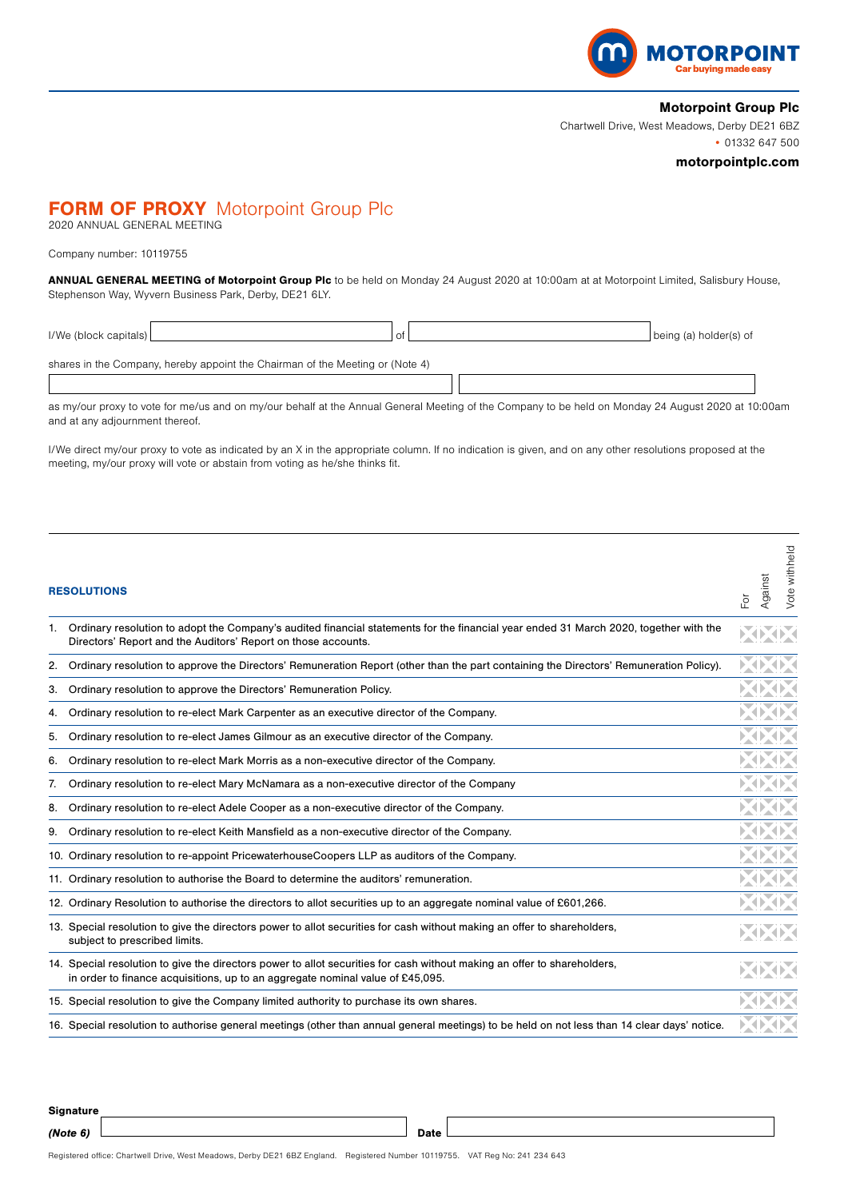**Motorpoint Group Plc**

Chartwell Drive, West Meadows, Derby DE21 6BZ

• 01332 647 500

**motorpointplc.com**

# FORM OF PROXY Motorpoint Group Plc

2020 ANNUAL GENERAL MEETING

Company number: 10119755

**ANNUAL GENERAL MEETING of Motorpoint Group Plc** to be held on Monday 24 August 2020 at 10:00am at at Motorpoint Limited, Salisbury House, Stephenson Way, Wyvern Business Park, Derby, DE21 6LY.

I/We (block capitals) ________________ of ________________ being (a) holder(s) of

shares in the Company, hereby appoint the Chairman of the Meeting or (Note 4)

________________ ________________

as my/our proxy to vote for me/us and on my/our behalf at the Annual General Meeting of the Company to be held on Monday 24 August 2020 at 10:00am and at any adjournment thereof.

I/We direct my/our proxy to vote as indicated by an X in the appropriate column. If no indication is given, and on any other resolutions proposed at the meeting, my/our proxy will vote or abstain from voting as he/she thinks fit.

| RESOLUTIONS | For | Against | Vote withheld |
|---|---|---|---|
| 1. Ordinary resolution to adopt the Company's audited financial statements for the financial year ended 31 March 2020, together with the Directors' Report and the Auditors' Report on those accounts. | | | |
| 2. Ordinary resolution to approve the Directors' Remuneration Report (other than the part containing the Directors' Remuneration Policy). | | | |
| 3. Ordinary resolution to approve the Directors' Remuneration Policy. | | | |
| 4. Ordinary resolution to re-elect Mark Carpenter as an executive director of the Company. | | | |
| 5. Ordinary resolution to re-elect James Gilmour as an executive director of the Company. | | | |
| 6. Ordinary resolution to re-elect Mark Morris as a non-executive director of the Company. | | | |
| 7. Ordinary resolution to re-elect Mary McNamara as a non-executive director of the Company | | | |
| 8. Ordinary resolution to re-elect Adele Cooper as a non-executive director of the Company. | | | |
| 9. Ordinary resolution to re-elect Keith Mansfield as a non-executive director of the Company. | | | |
| 10. Ordinary resolution to re-appoint PricewaterhouseCoopers LLP as auditors of the Company. | | | |
| 11. Ordinary resolution to authorise the Board to determine the auditors' remuneration. | | | |
| 12. Ordinary Resolution to authorise the directors to allot securities up to an aggregate nominal value of £601,266. | | | |
| 13. Special resolution to give the directors power to allot securities for cash without making an offer to shareholders, subject to prescribed limits. | | | |
| 14. Special resolution to give the directors power to allot securities for cash without making an offer to shareholders, in order to finance acquisitions, up to an aggregate nominal value of £45,095. | | | |
| 15. Special resolution to give the Company limited authority to purchase its own shares. | | | |
| 16. Special resolution to authorise general meetings (other than annual general meetings) to be held on not less than 14 clear days' notice. | | | |

**Signature**
***(Note 6)*** ________________ **Date** ________________

Registered office: Chartwell Drive, West Meadows, Derby DE21 6BZ England. Registered Number 10119755. VAT Reg No: 241 234 643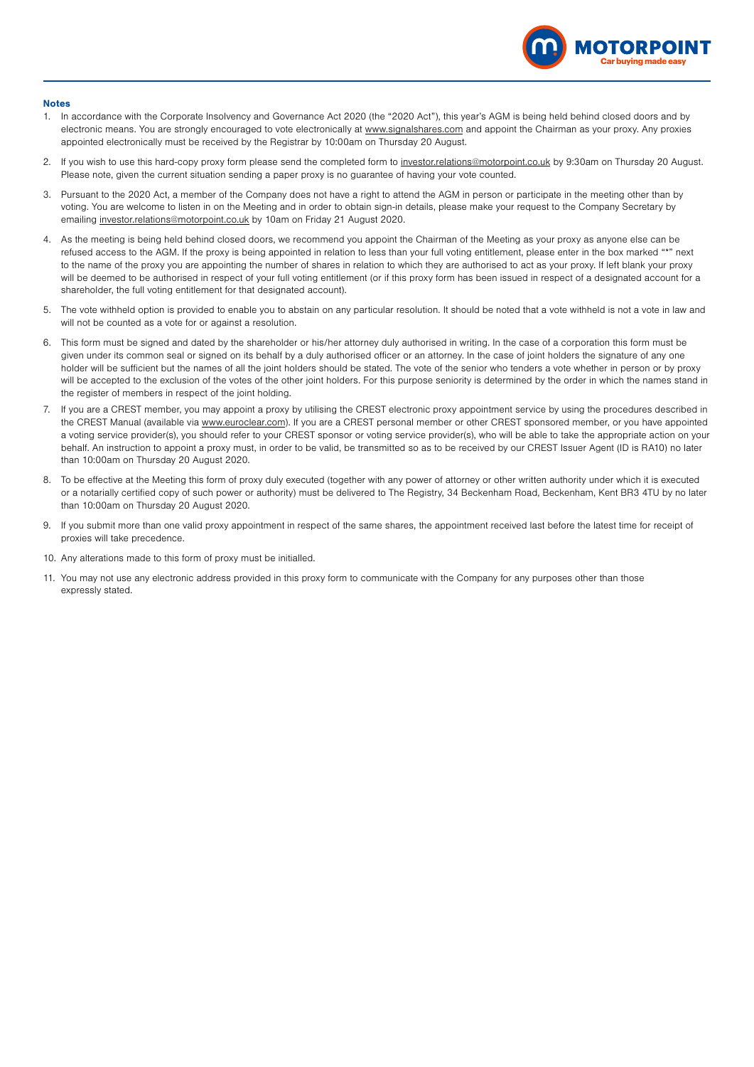**Notes**

1. In accordance with the Corporate Insolvency and Governance Act 2020 (the "2020 Act"), this year's AGM is being held behind closed doors and by electronic means. You are strongly encouraged to vote electronically at www.signalshares.com and appoint the Chairman as your proxy. Any proxies appointed electronically must be received by the Registrar by 10:00am on Thursday 20 August.
2. If you wish to use this hard-copy proxy form please send the completed form to investor.relations@motorpoint.co.uk by 9:30am on Thursday 20 August. Please note, given the current situation sending a paper proxy is no guarantee of having your vote counted.
3. Pursuant to the 2020 Act, a member of the Company does not have a right to attend the AGM in person or participate in the meeting other than by voting. You are welcome to listen in on the Meeting and in order to obtain sign-in details, please make your request to the Company Secretary by emailing investor.relations@motorpoint.co.uk by 10am on Friday 21 August 2020.
4. As the meeting is being held behind closed doors, we recommend you appoint the Chairman of the Meeting as your proxy as anyone else can be refused access to the AGM. If the proxy is being appointed in relation to less than your full voting entitlement, please enter in the box marked "*" next to the name of the proxy you are appointing the number of shares in relation to which they are authorised to act as your proxy. If left blank your proxy will be deemed to be authorised in respect of your full voting entitlement (or if this proxy form has been issued in respect of a designated account for a shareholder, the full voting entitlement for that designated account).
5. The vote withheld option is provided to enable you to abstain on any particular resolution. It should be noted that a vote withheld is not a vote in law and will not be counted as a vote for or against a resolution.
6. This form must be signed and dated by the shareholder or his/her attorney duly authorised in writing. In the case of a corporation this form must be given under its common seal or signed on its behalf by a duly authorised officer or an attorney. In the case of joint holders the signature of any one holder will be sufficient but the names of all the joint holders should be stated. The vote of the senior who tenders a vote whether in person or by proxy will be accepted to the exclusion of the votes of the other joint holders. For this purpose seniority is determined by the order in which the names stand in the register of members in respect of the joint holding.
7. If you are a CREST member, you may appoint a proxy by utilising the CREST electronic proxy appointment service by using the procedures described in the CREST Manual (available via www.euroclear.com). If you are a CREST personal member or other CREST sponsored member, or you have appointed a voting service provider(s), you should refer to your CREST sponsor or voting service provider(s), who will be able to take the appropriate action on your behalf. An instruction to appoint a proxy must, in order to be valid, be transmitted so as to be received by our CREST Issuer Agent (ID is RA10) no later than 10:00am on Thursday 20 August 2020.
8. To be effective at the Meeting this form of proxy duly executed (together with any power of attorney or other written authority under which it is executed or a notarially certified copy of such power or authority) must be delivered to The Registry, 34 Beckenham Road, Beckenham, Kent BR3 4TU by no later than 10:00am on Thursday 20 August 2020.
9. If you submit more than one valid proxy appointment in respect of the same shares, the appointment received last before the latest time for receipt of proxies will take precedence.
10. Any alterations made to this form of proxy must be initialled.
11. You may not use any electronic address provided in this proxy form to communicate with the Company for any purposes other than those expressly stated.